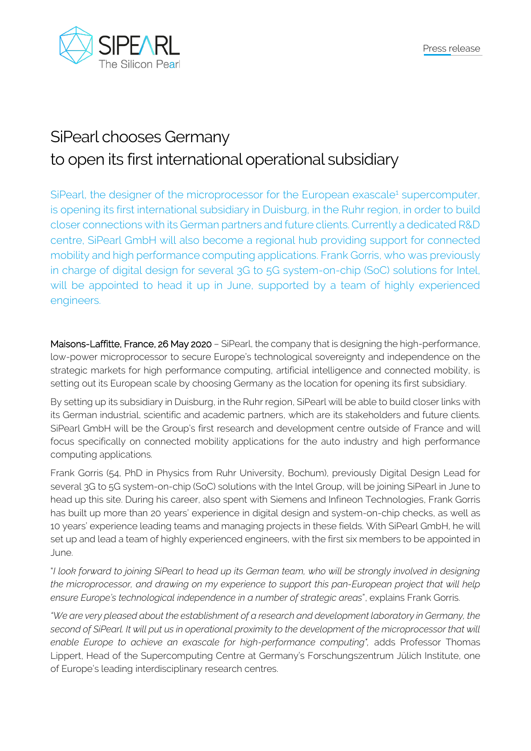Press release

# SiPearl chooses Germany to open its first international operational subsidiary

SiPearl, the designer of the microprocessor for the European exascale[1] supercomputer, is opening its first international subsidiary in Duisburg, in the Ruhr region, in order to build closer connections with its German partners and future clients. Currently a dedicated R&D centre, SiPearl GmbH will also become a regional hub providing support for connected mobility and high performance computing applications. Frank Gorris, who was previously in charge of digital design for several 3G to 5G system-on-chip (SoC) solutions for Intel, will be appointed to head it up in June, supported by a team of highly experienced engineers.

**Maisons-Laffitte, France, 26 May 2020** – SiPearl, the company that is designing the high-performance, low-power microprocessor to secure Europe's technological sovereignty and independence on the strategic markets for high performance computing, artificial intelligence and connected mobility, is setting out its European scale by choosing Germany as the location for opening its first subsidiary.

By setting up its subsidiary in Duisburg, in the Ruhr region, SiPearl will be able to build closer links with its German industrial, scientific and academic partners, which are its stakeholders and future clients. SiPearl GmbH will be the Group's first research and development centre outside of France and will focus specifically on connected mobility applications for the auto industry and high performance computing applications.

Frank Gorris (54, PhD in Physics from Ruhr University, Bochum), previously Digital Design Lead for several 3G to 5G system-on-chip (SoC) solutions with the Intel Group, will be joining SiPearl in June to head up this site. During his career, also spent with Siemens and Infineon Technologies, Frank Gorris has built up more than 20 years' experience in digital design and system-on-chip checks, as well as 10 years' experience leading teams and managing projects in these fields. With SiPearl GmbH, he will set up and lead a team of highly experienced engineers, with the first six members to be appointed in June.

"*I look forward to joining SiPearl to head up its German team, who will be strongly involved in designing the microprocessor, and drawing on my experience to support this pan-European project that will help ensure Europe's technological independence in a number of strategic areas*", explains Frank Gorris.

*"We are very pleased about the establishment of a research and development laboratory in Germany, the second of SiPearl. It will put us in operational proximity to the development of the microprocessor that will enable Europe to achieve an exascale for high-performance computing"*, adds Professor Thomas Lippert, Head of the Supercomputing Centre at Germany's Forschungszentrum Jülich Institute, one of Europe's leading interdisciplinary research centres.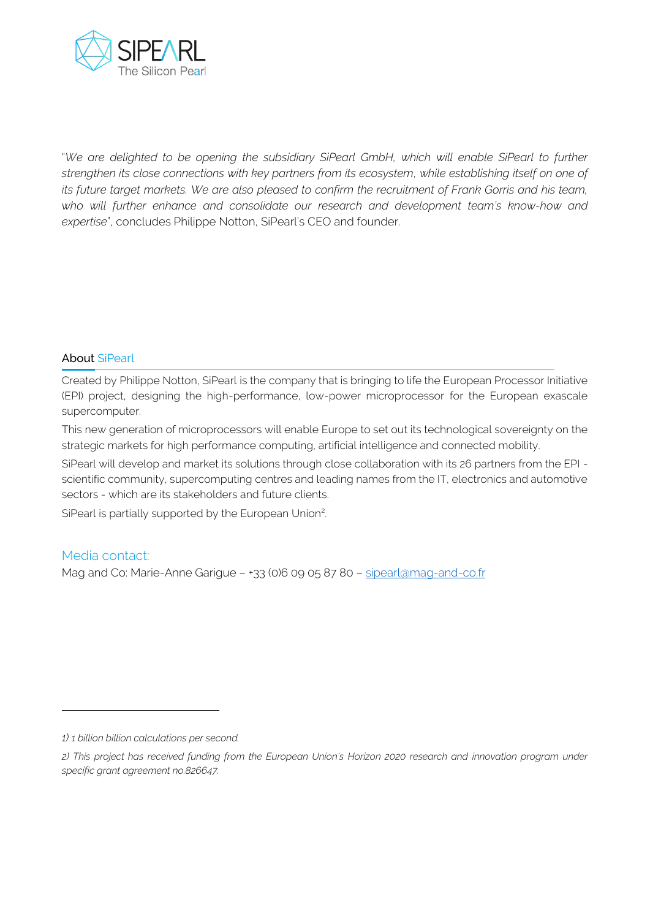"*We are delighted to be opening the subsidiary SiPearl GmbH, which will enable SiPearl to further strengthen its close connections with key partners from its ecosystem, while establishing itself on one of its future target markets. We are also pleased to confirm the recruitment of Frank Gorris and his team, who will further enhance and consolidate our research and development team's know-how and expertise*", concludes Philippe Notton, SiPearl's CEO and founder.

## About SiPearl

Created by Philippe Notton, SiPearl is the company that is bringing to life the European Processor Initiative (EPI) project, designing the high-performance, low-power microprocessor for the European exascale supercomputer.

This new generation of microprocessors will enable Europe to set out its technological sovereignty on the strategic markets for high performance computing, artificial intelligence and connected mobility.

SiPearl will develop and market its solutions through close collaboration with its 26 partners from the EPI - scientific community, supercomputing centres and leading names from the IT, electronics and automotive sectors - which are its stakeholders and future clients.

SiPearl is partially supported by the European Union[2].

## Media contact:

Mag and Co: Marie-Anne Garigue – +33 (0)6 09 05 87 80 – sipearl@mag-and-co.fr

---

*1) 1 billion billion calculations per second.*

*2) This project has received funding from the European Union's Horizon 2020 research and innovation program under specific grant agreement no.826647.*